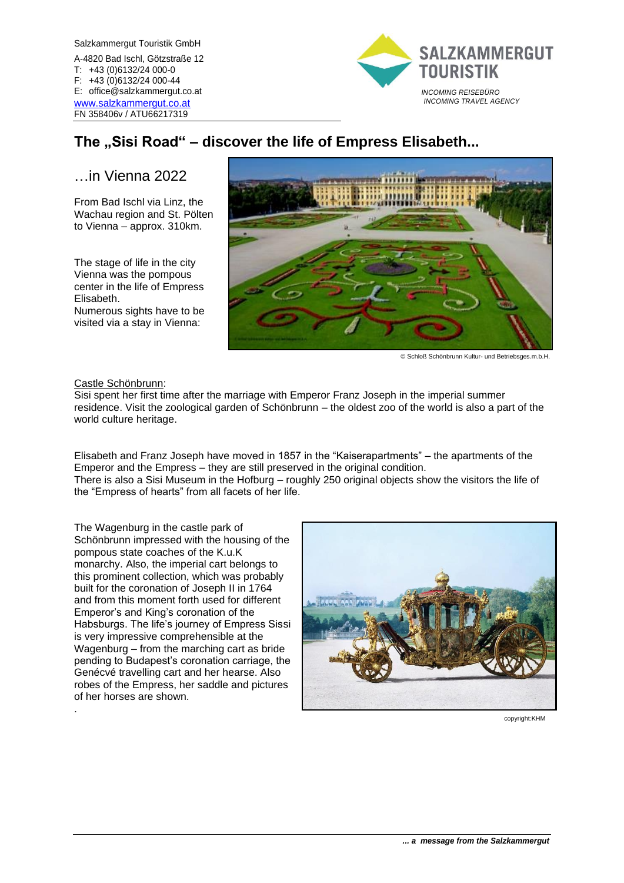Salzkammergut Touristik GmbH

A-4820 Bad Ischl, Götzstraße 12
T: +43 (0)6132/24 000-0
F: +43 (0)6132/24 000-44
E: office@salzkammergut.co.at
www.salzkammergut.co.at
FN 358406v / ATU66217319

SALZKAMMERGUT TOURISTIK
*INCOMING REISEBÜRO*
*INCOMING TRAVEL AGENCY*

# The „Sisi Road" – discover the life of Empress Elisabeth...

## …in Vienna 2022

From Bad Ischl via Linz, the Wachau region and St. Pölten to Vienna – approx. 310km.

The stage of life in the city Vienna was the pompous center in the life of Empress Elisabeth.
Numerous sights have to be visited via a stay in Vienna:

© Schloß Schönbrunn Kultur- und Betriebsges.m.b.H.

Castle Schönbrunn:
Sisi spent her first time after the marriage with Emperor Franz Joseph in the imperial summer residence. Visit the zoological garden of Schönbrunn – the oldest zoo of the world is also a part of the world culture heritage.

Elisabeth and Franz Joseph have moved in 1857 in the "Kaiserapartments" – the apartments of the Emperor and the Empress – they are still preserved in the original condition.
There is also a Sisi Museum in the Hofburg – roughly 250 original objects show the visitors the life of the "Empress of hearts" from all facets of her life.

The Wagenburg in the castle park of Schönbrunn impressed with the housing of the pompous state coaches of the K.u.K monarchy. Also, the imperial cart belongs to this prominent collection, which was probably built for the coronation of Joseph II in 1764 and from this moment forth used for different Emperor's and King's coronation of the Habsburgs. The life's journey of Empress Sissi is very impressive comprehensible at the Wagenburg – from the marching cart as bride pending to Budapest's coronation carriage, the Genécvé travelling cart and her hearse. Also robes of the Empress, her saddle and pictures of her horses are shown.

copyright:KHM

*... a message from the Salzkammergut*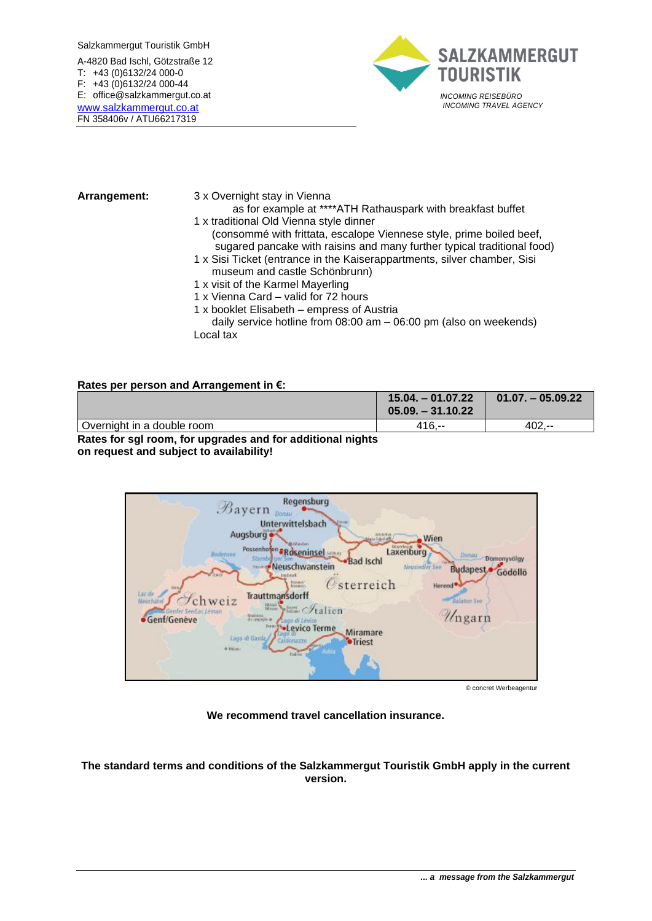Salzkammergut Touristik GmbH

A-4820 Bad Ischl, Götzstraße 12
T: +43 (0)6132/24 000-0
F: +43 (0)6132/24 000-44
E: office@salzkammergut.co.at
www.salzkammergut.co.at
FN 358406v / ATU66217319

**SALZKAMMERGUT TOURISTIK**
*INCOMING REISEBÜRO*
*INCOMING TRAVEL AGENCY*

**Arrangement:**

3 x Overnight stay in Vienna
as for example at ****ATH Rathauspark with breakfast buffet
1 x traditional Old Vienna style dinner
(consommé with frittata, escalope Viennese style, prime boiled beef, sugared pancake with raisins and many further typical traditional food)
1 x Sisi Ticket (entrance in the Kaiserappartments, silver chamber, Sisi museum and castle Schönbrunn)
1 x visit of the Karmel Mayerling
1 x Vienna Card – valid for 72 hours
1 x booklet Elisabeth – empress of Austria
daily service hotline from 08:00 am – 06:00 pm (also on weekends)
Local tax

**Rates per person and Arrangement in €:**

| | **15.04. – 01.07.22 05.09. – 31.10.22** | **01.07. – 05.09.22** |
|---|---|---|
| Overnight in a double room | 416,-- | 402,-- |

**Rates for sgl room, for upgrades and for additional nights on request and subject to availability!**

Bayern
Regensburg
Donau
Unterwittelsbach
Augsburg
München
Possenhofen
Roseninsel
Salzburg
Bodensee
Starnberger See
Neuschwanstein
Bad Ischl
Artstetten
Maria Taferl
Mayerling
Laxenburg
Wien
Donau
Neusiedler See
Domonyvölgy
Budapest
Gödöllő
Herend
Balaton See
Ungarn
Österreich
Innsbruck
Zürich
Bern
Lac de Neuchâtel
Schweiz
Genfer See/Lac Léman
Genf/Genève
Trauttmansdorff
Meran
Bozen
Italien
Lago di Levico
Levico Terme
Lago di Caldonazzo
Lago di Garda
Milano
Miramare
Triest
Adria

© concret Werbeagentur

**We recommend travel cancellation insurance.**

**The standard terms and conditions of the Salzkammergut Touristik GmbH apply in the current version.**

*... a message from the Salzkammergut*